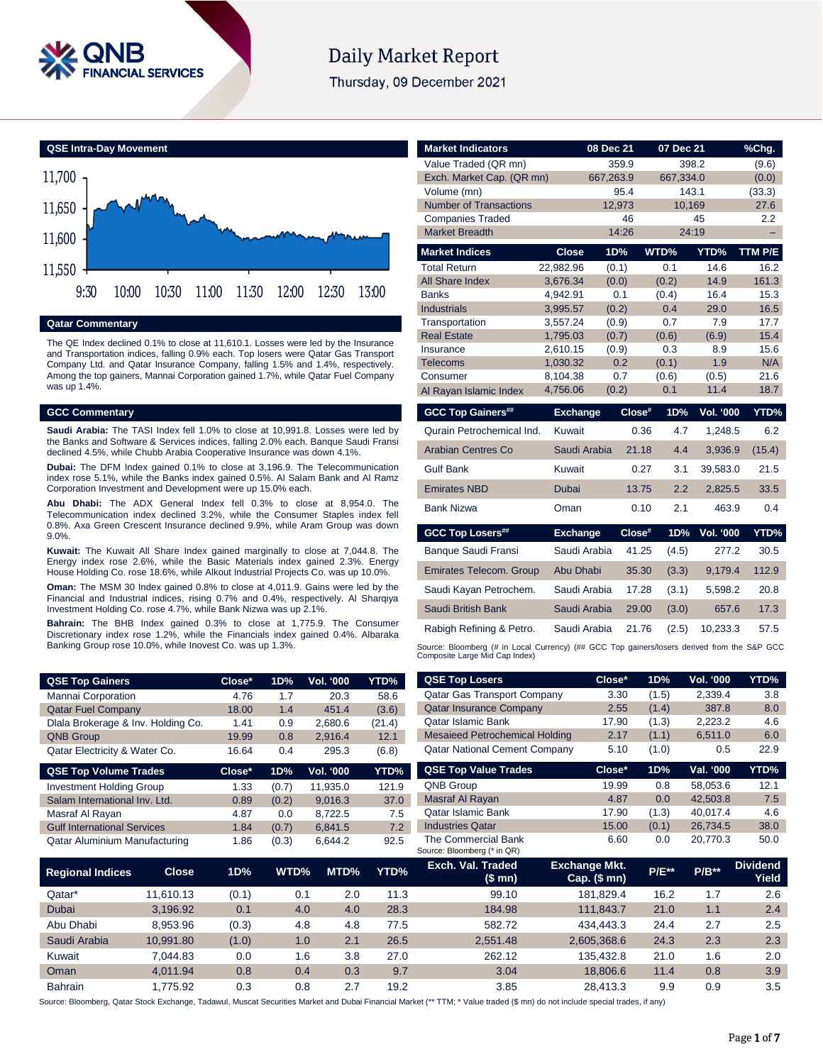# Daily Market Report

Thursday, 09 December 2021

## QSE Intra-Day Movement

## Qatar Commentary

The QE Index declined 0.1% to close at 11,610.1. Losses were led by the Insurance and Transportation indices, falling 0.9% each. Top losers were Qatar Gas Transport Company Ltd. and Qatar Insurance Company, falling 1.5% and 1.4%, respectively. Among the top gainers, Mannai Corporation gained 1.7%, while Qatar Fuel Company was up 1.4%.

## GCC Commentary

**Saudi Arabia:** The TASI Index fell 1.0% to close at 10,991.8. Losses were led by the Banks and Software & Services indices, falling 2.0% each. Banque Saudi Fransi declined 4.5%, while Chubb Arabia Cooperative Insurance was down 4.1%.

**Dubai:** The DFM Index gained 0.1% to close at 3,196.9. The Telecommunication index rose 5.1%, while the Banks index gained 0.5%. Al Salam Bank and Al Ramz Corporation Investment and Development were up 15.0% each.

**Abu Dhabi:** The ADX General Index fell 0.3% to close at 8,954.0. The Telecommunication index declined 3.2%, while the Consumer Staples index fell 0.8%. Axa Green Crescent Insurance declined 9.9%, while Aram Group was down 9.0%.

**Kuwait:** The Kuwait All Share Index gained marginally to close at 7,044.8. The Energy index rose 2.6%, while the Basic Materials index gained 2.3%. Energy House Holding Co. rose 18.6%, while Alkout Industrial Projects Co. was up 10.0%.

**Oman:** The MSM 30 Index gained 0.8% to close at 4,011.9. Gains were led by the Financial and Industrial indices, rising 0.7% and 0.4%, respectively. Al Sharqiya Investment Holding Co. rose 4.7%, while Bank Nizwa was up 2.1%.

**Bahrain:** The BHB Index gained 0.3% to close at 1,775.9. The Consumer Discretionary index rose 1.2%, while the Financials index gained 0.4%. Albaraka Banking Group rose 10.0%, while Inovest Co. was up 1.3%.

| Market Indicators | 08 Dec 21 | 07 Dec 21 | %Chg. |
|---|---|---|---|
| Value Traded (QR mn) | 359.9 | 398.2 | (9.6) |
| Exch. Market Cap. (QR mn) | 667,263.9 | 667,334.0 | (0.0) |
| Volume (mn) | 95.4 | 143.1 | (33.3) |
| Number of Transactions | 12,973 | 10,169 | 27.6 |
| Companies Traded | 46 | 45 | 2.2 |
| Market Breadth | 14:26 | 24:19 | – |

| Market Indices | Close | 1D% | WTD% | YTD% | TTM P/E |
|---|---|---|---|---|---|
| Total Return | 22,982.96 | (0.1) | 0.1 | 14.6 | 16.2 |
| All Share Index | 3,676.34 | (0.0) | (0.2) | 14.9 | 161.3 |
| Banks | 4,942.91 | 0.1 | (0.4) | 16.4 | 15.3 |
| Industrials | 3,995.57 | (0.2) | 0.4 | 29.0 | 16.5 |
| Transportation | 3,557.24 | (0.9) | 0.7 | 7.9 | 17.7 |
| Real Estate | 1,795.03 | (0.7) | (0.6) | (6.9) | 15.4 |
| Insurance | 2,610.15 | (0.9) | 0.3 | 8.9 | 15.6 |
| Telecoms | 1,030.32 | 0.2 | (0.1) | 1.9 | N/A |
| Consumer | 8,104.38 | 0.7 | (0.6) | (0.5) | 21.6 |
| Al Rayan Islamic Index | 4,756.06 | (0.2) | 0.1 | 11.4 | 18.7 |

| GCC Top Gainers## | Exchange | Close# | 1D% | Vol. '000 | YTD% |
|---|---|---|---|---|---|
| Qurain Petrochemical Ind. | Kuwait | 0.36 | 4.7 | 1,248.5 | 6.2 |
| Arabian Centres Co | Saudi Arabia | 21.18 | 4.4 | 3,936.9 | (15.4) |
| Gulf Bank | Kuwait | 0.27 | 3.1 | 39,583.0 | 21.5 |
| Emirates NBD | Dubai | 13.75 | 2.2 | 2,825.5 | 33.5 |
| Bank Nizwa | Oman | 0.10 | 2.1 | 463.9 | 0.4 |

| GCC Top Losers## | Exchange | Close# | 1D% | Vol. '000 | YTD% |
|---|---|---|---|---|---|
| Banque Saudi Fransi | Saudi Arabia | 41.25 | (4.5) | 277.2 | 30.5 |
| Emirates Telecom. Group | Abu Dhabi | 35.30 | (3.3) | 9,179.4 | 112.9 |
| Saudi Kayan Petrochem. | Saudi Arabia | 17.28 | (3.1) | 5,598.2 | 20.8 |
| Saudi British Bank | Saudi Arabia | 29.00 | (3.0) | 657.6 | 17.3 |
| Rabigh Refining & Petro. | Saudi Arabia | 21.76 | (2.5) | 10,233.3 | 57.5 |

Source: Bloomberg (# in Local Currency) (## GCC Top gainers/losers derived from the S&P GCC Composite Large Mid Cap Index)

| QSE Top Gainers | Close* | 1D% | Vol. '000 | YTD% |
|---|---|---|---|---|
| Mannai Corporation | 4.76 | 1.7 | 20.3 | 58.6 |
| Qatar Fuel Company | 18.00 | 1.4 | 451.4 | (3.6) |
| Dlala Brokerage & Inv. Holding Co. | 1.41 | 0.9 | 2,680.6 | (21.4) |
| QNB Group | 19.99 | 0.8 | 2,916.4 | 12.1 |
| Qatar Electricity & Water Co. | 16.64 | 0.4 | 295.3 | (6.8) |

| QSE Top Volume Trades | Close* | 1D% | Vol. '000 | YTD% |
|---|---|---|---|---|
| Investment Holding Group | 1.33 | (0.7) | 11,935.0 | 121.9 |
| Salam International Inv. Ltd. | 0.89 | (0.2) | 9,016.3 | 37.0 |
| Masraf Al Rayan | 4.87 | 0.0 | 8,722.5 | 7.5 |
| Gulf International Services | 1.84 | (0.7) | 6,841.5 | 7.2 |
| Qatar Aluminium Manufacturing | 1.86 | (0.3) | 6,644.2 | 92.5 |

| QSE Top Losers | Close* | 1D% | Vol. '000 | YTD% |
|---|---|---|---|---|
| Qatar Gas Transport Company | 3.30 | (1.5) | 2,339.4 | 3.8 |
| Qatar Insurance Company | 2.55 | (1.4) | 387.8 | 8.0 |
| Qatar Islamic Bank | 17.90 | (1.3) | 2,223.2 | 4.6 |
| Mesaieed Petrochemical Holding | 2.17 | (1.1) | 6,511.0 | 6.0 |
| Qatar National Cement Company | 5.10 | (1.0) | 0.5 | 22.9 |

| QSE Top Value Trades | Close* | 1D% | Val. '000 | YTD% |
|---|---|---|---|---|
| QNB Group | 19.99 | 0.8 | 58,053.6 | 12.1 |
| Masraf Al Rayan | 4.87 | 0.0 | 42,503.8 | 7.5 |
| Qatar Islamic Bank | 17.90 | (1.3) | 40,017.4 | 4.6 |
| Industries Qatar | 15.00 | (0.1) | 26,734.5 | 38.0 |
| The Commercial Bank | 6.60 | 0.0 | 20,770.3 | 50.0 |

Source: Bloomberg (* in QR)

| Regional Indices | Close | 1D% | WTD% | MTD% | YTD% | Exch. Val. Traded ($ mn) | Exchange Mkt. Cap. ($ mn) | P/E** | P/B** | Dividend Yield |
|---|---|---|---|---|---|---|---|---|---|---|
| Qatar* | 11,610.13 | (0.1) | 0.1 | 2.0 | 11.3 | 99.10 | 181,829.4 | 16.2 | 1.7 | 2.6 |
| Dubai | 3,196.92 | 0.1 | 4.0 | 4.0 | 28.3 | 184.98 | 111,843.7 | 21.0 | 1.1 | 2.4 |
| Abu Dhabi | 8,953.96 | (0.3) | 4.8 | 4.8 | 77.5 | 582.72 | 434,443.3 | 24.4 | 2.7 | 2.5 |
| Saudi Arabia | 10,991.80 | (1.0) | 1.0 | 2.1 | 26.5 | 2,551.48 | 2,605,368.6 | 24.3 | 2.3 | 2.3 |
| Kuwait | 7,044.83 | 0.0 | 1.6 | 3.8 | 27.0 | 262.12 | 135,432.8 | 21.0 | 1.6 | 2.0 |
| Oman | 4,011.94 | 0.8 | 0.4 | 0.3 | 9.7 | 3.04 | 18,806.6 | 11.4 | 0.8 | 3.9 |
| Bahrain | 1,775.92 | 0.3 | 0.8 | 2.7 | 19.2 | 3.85 | 28,413.3 | 9.9 | 0.9 | 3.5 |

Source: Bloomberg, Qatar Stock Exchange, Tadawul, Muscat Securities Market and Dubai Financial Market (** TTM; * Value traded ($ mn) do not include special trades, if any)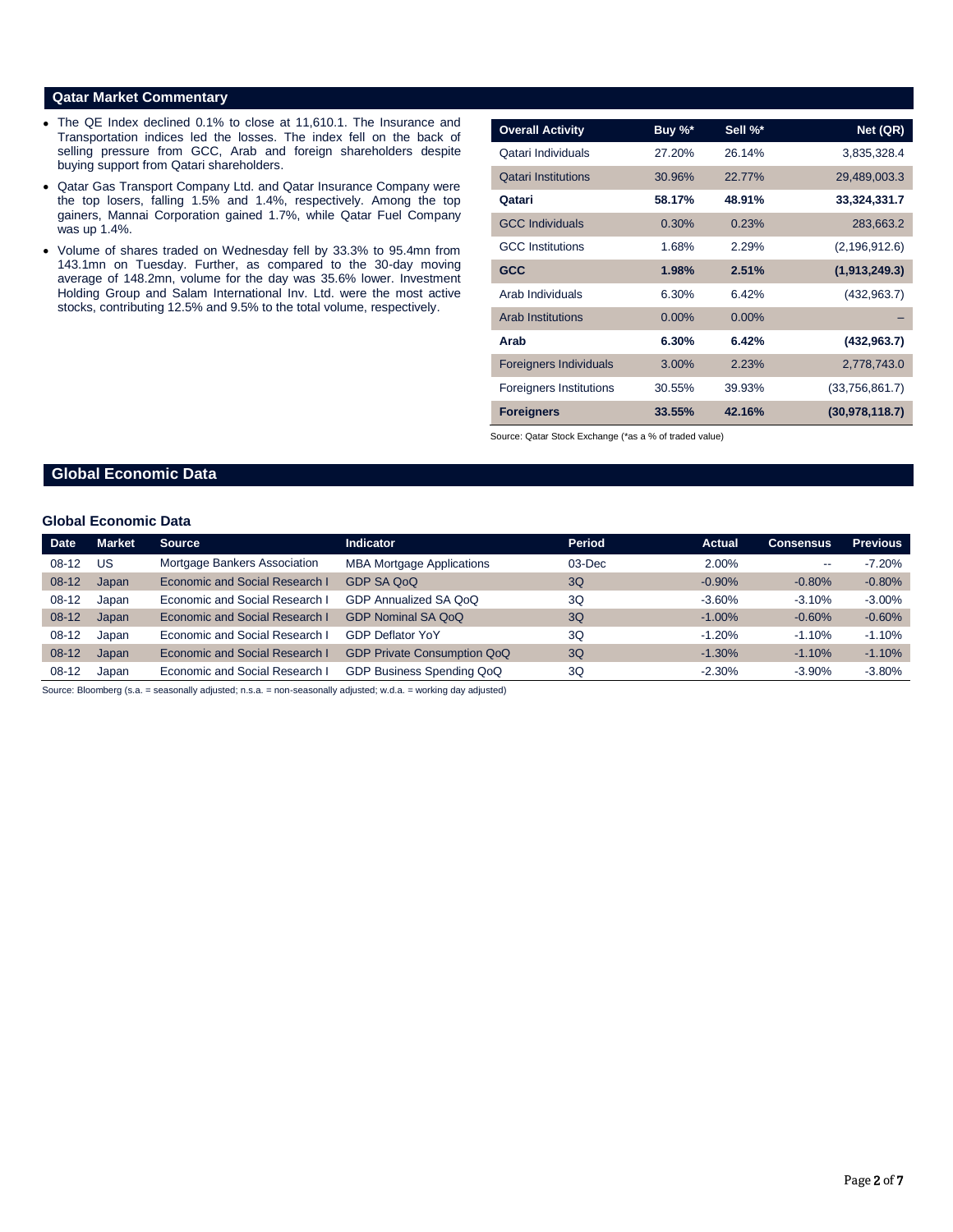## Qatar Market Commentary

- The QE Index declined 0.1% to close at 11,610.1. The Insurance and Transportation indices led the losses. The index fell on the back of selling pressure from GCC, Arab and foreign shareholders despite buying support from Qatari shareholders.
- Qatar Gas Transport Company Ltd. and Qatar Insurance Company were the top losers, falling 1.5% and 1.4%, respectively. Among the top gainers, Mannai Corporation gained 1.7%, while Qatar Fuel Company was up 1.4%.
- Volume of shares traded on Wednesday fell by 33.3% to 95.4mn from 143.1mn on Tuesday. Further, as compared to the 30-day moving average of 148.2mn, volume for the day was 35.6% lower. Investment Holding Group and Salam International Inv. Ltd. were the most active stocks, contributing 12.5% and 9.5% to the total volume, respectively.

| Overall Activity | Buy %* | Sell %* | Net (QR) |
|---|---|---|---|
| Qatari Individuals | 27.20% | 26.14% | 3,835,328.4 |
| Qatari Institutions | 30.96% | 22.77% | 29,489,003.3 |
| **Qatari** | **58.17%** | **48.91%** | **33,324,331.7** |
| GCC Individuals | 0.30% | 0.23% | 283,663.2 |
| GCC Institutions | 1.68% | 2.29% | (2,196,912.6) |
| **GCC** | **1.98%** | **2.51%** | **(1,913,249.3)** |
| Arab Individuals | 6.30% | 6.42% | (432,963.7) |
| Arab Institutions | 0.00% | 0.00% | – |
| **Arab** | **6.30%** | **6.42%** | **(432,963.7)** |
| Foreigners Individuals | 3.00% | 2.23% | 2,778,743.0 |
| Foreigners Institutions | 30.55% | 39.93% | (33,756,861.7) |
| **Foreigners** | **33.55%** | **42.16%** | **(30,978,118.7)** |

Source: Qatar Stock Exchange (*as a % of traded value)

## Global Economic Data

### Global Economic Data

| Date | Market | Source | Indicator | Period | Actual | Consensus | Previous |
|---|---|---|---|---|---|---|---|
| 08-12 | US | Mortgage Bankers Association | MBA Mortgage Applications | 03-Dec | 2.00% | -- | -7.20% |
| 08-12 | Japan | Economic and Social Research I | GDP SA QoQ | 3Q | -0.90% | -0.80% | -0.80% |
| 08-12 | Japan | Economic and Social Research I | GDP Annualized SA QoQ | 3Q | -3.60% | -3.10% | -3.00% |
| 08-12 | Japan | Economic and Social Research I | GDP Nominal SA QoQ | 3Q | -1.00% | -0.60% | -0.60% |
| 08-12 | Japan | Economic and Social Research I | GDP Deflator YoY | 3Q | -1.20% | -1.10% | -1.10% |
| 08-12 | Japan | Economic and Social Research I | GDP Private Consumption QoQ | 3Q | -1.30% | -1.10% | -1.10% |
| 08-12 | Japan | Economic and Social Research I | GDP Business Spending QoQ | 3Q | -2.30% | -3.90% | -3.80% |

Source: Bloomberg (s.a. = seasonally adjusted; n.s.a. = non-seasonally adjusted; w.d.a. = working day adjusted)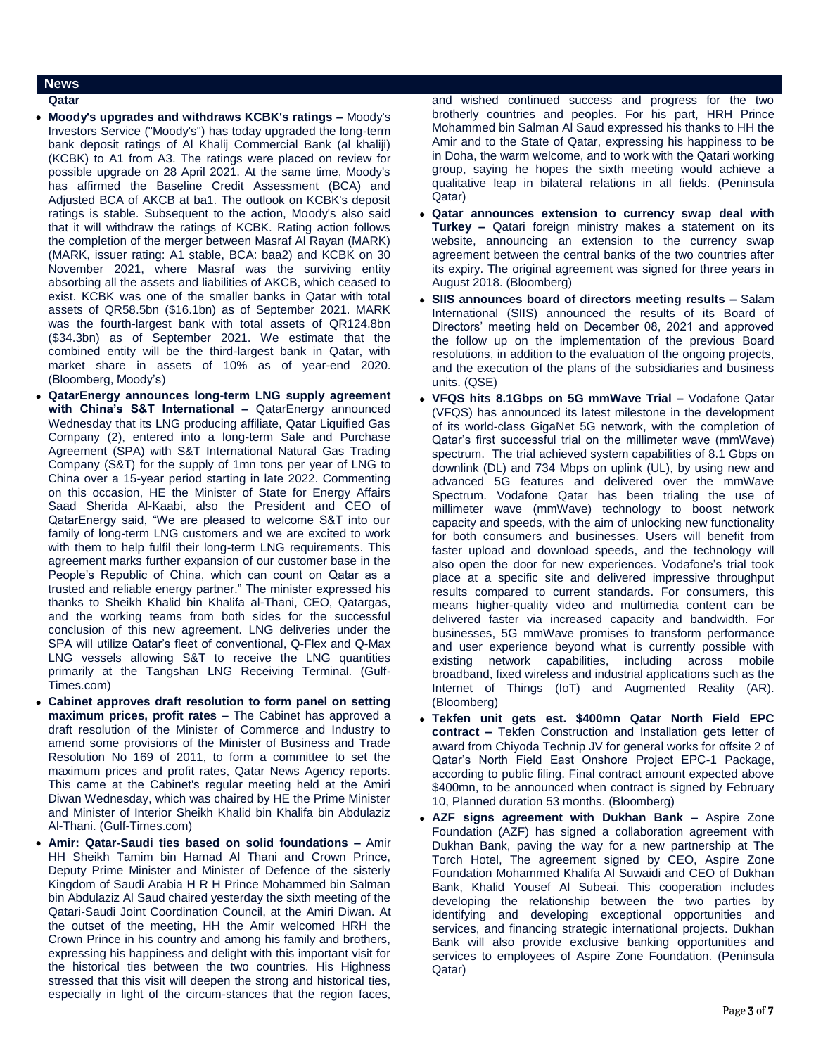## News

### Qatar

- **Moody's upgrades and withdraws KCBK's ratings –** Moody's Investors Service ("Moody's") has today upgraded the long-term bank deposit ratings of Al Khalij Commercial Bank (al khaliji) (KCBK) to A1 from A3. The ratings were placed on review for possible upgrade on 28 April 2021. At the same time, Moody's has affirmed the Baseline Credit Assessment (BCA) and Adjusted BCA of AKCB at ba1. The outlook on KCBK's deposit ratings is stable. Subsequent to the action, Moody's also said that it will withdraw the ratings of KCBK. Rating action follows the completion of the merger between Masraf Al Rayan (MARK) (MARK, issuer rating: A1 stable, BCA: baa2) and KCBK on 30 November 2021, where Masraf was the surviving entity absorbing all the assets and liabilities of AKCB, which ceased to exist. KCBK was one of the smaller banks in Qatar with total assets of QR58.5bn ($16.1bn) as of September 2021. MARK was the fourth-largest bank with total assets of QR124.8bn ($34.3bn) as of September 2021. We estimate that the combined entity will be the third-largest bank in Qatar, with market share in assets of 10% as of year-end 2020. (Bloomberg, Moody's)
- **QatarEnergy announces long-term LNG supply agreement with China's S&T International –** QatarEnergy announced Wednesday that its LNG producing affiliate, Qatar Liquified Gas Company (2), entered into a long-term Sale and Purchase Agreement (SPA) with S&T International Natural Gas Trading Company (S&T) for the supply of 1mn tons per year of LNG to China over a 15-year period starting in late 2022. Commenting on this occasion, HE the Minister of State for Energy Affairs Saad Sherida Al-Kaabi, also the President and CEO of QatarEnergy said, "We are pleased to welcome S&T into our family of long-term LNG customers and we are excited to work with them to help fulfil their long-term LNG requirements. This agreement marks further expansion of our customer base in the People's Republic of China, which can count on Qatar as a trusted and reliable energy partner." The minister expressed his thanks to Sheikh Khalid bin Khalifa al-Thani, CEO, Qatargas, and the working teams from both sides for the successful conclusion of this new agreement. LNG deliveries under the SPA will utilize Qatar's fleet of conventional, Q-Flex and Q-Max LNG vessels allowing S&T to receive the LNG quantities primarily at the Tangshan LNG Receiving Terminal. (Gulf-Times.com)
- **Cabinet approves draft resolution to form panel on setting maximum prices, profit rates –** The Cabinet has approved a draft resolution of the Minister of Commerce and Industry to amend some provisions of the Minister of Business and Trade Resolution No 169 of 2011, to form a committee to set the maximum prices and profit rates, Qatar News Agency reports. This came at the Cabinet's regular meeting held at the Amiri Diwan Wednesday, which was chaired by HE the Prime Minister and Minister of Interior Sheikh Khalid bin Khalifa bin Abdulaziz Al-Thani. (Gulf-Times.com)
- **Amir: Qatar-Saudi ties based on solid foundations –** Amir HH Sheikh Tamim bin Hamad Al Thani and Crown Prince, Deputy Prime Minister and Minister of Defence of the sisterly Kingdom of Saudi Arabia H R H Prince Mohammed bin Salman bin Abdulaziz Al Saud chaired yesterday the sixth meeting of the Qatari-Saudi Joint Coordination Council, at the Amiri Diwan. At the outset of the meeting, HH the Amir welcomed HRH the Crown Prince in his country and among his family and brothers, expressing his happiness and delight with this important visit for the historical ties between the two countries. His Highness stressed that this visit will deepen the strong and historical ties, especially in light of the circum-stances that the region faces, and wished continued success and progress for the two brotherly countries and peoples. For his part, HRH Prince Mohammed bin Salman Al Saud expressed his thanks to HH the Amir and to the State of Qatar, expressing his happiness to be in Doha, the warm welcome, and to work with the Qatari working group, saying he hopes the sixth meeting would achieve a qualitative leap in bilateral relations in all fields. (Peninsula Qatar)
- **Qatar announces extension to currency swap deal with Turkey –** Qatari foreign ministry makes a statement on its website, announcing an extension to the currency swap agreement between the central banks of the two countries after its expiry. The original agreement was signed for three years in August 2018. (Bloomberg)
- **SIIS announces board of directors meeting results –** Salam International (SIIS) announced the results of its Board of Directors' meeting held on December 08, 2021 and approved the follow up on the implementation of the previous Board resolutions, in addition to the evaluation of the ongoing projects, and the execution of the plans of the subsidiaries and business units. (QSE)
- **VFQS hits 8.1Gbps on 5G mmWave Trial –** Vodafone Qatar (VFQS) has announced its latest milestone in the development of its world-class GigaNet 5G network, with the completion of Qatar's first successful trial on the millimeter wave (mmWave) spectrum. The trial achieved system capabilities of 8.1 Gbps on downlink (DL) and 734 Mbps on uplink (UL), by using new and advanced 5G features and delivered over the mmWave Spectrum. Vodafone Qatar has been trialing the use of millimeter wave (mmWave) technology to boost network capacity and speeds, with the aim of unlocking new functionality for both consumers and businesses. Users will benefit from faster upload and download speeds, and the technology will also open the door for new experiences. Vodafone's trial took place at a specific site and delivered impressive throughput results compared to current standards. For consumers, this means higher-quality video and multimedia content can be delivered faster via increased capacity and bandwidth. For businesses, 5G mmWave promises to transform performance and user experience beyond what is currently possible with existing network capabilities, including across mobile broadband, fixed wireless and industrial applications such as the Internet of Things (IoT) and Augmented Reality (AR). (Bloomberg)
- **Tekfen unit gets est. $400mn Qatar North Field EPC contract –** Tekfen Construction and Installation gets letter of award from Chiyoda Technip JV for general works for offsite 2 of Qatar's North Field East Onshore Project EPC-1 Package, according to public filing. Final contract amount expected above $400mn, to be announced when contract is signed by February 10, Planned duration 53 months. (Bloomberg)
- **AZF signs agreement with Dukhan Bank –** Aspire Zone Foundation (AZF) has signed a collaboration agreement with Dukhan Bank, paving the way for a new partnership at The Torch Hotel, The agreement signed by CEO, Aspire Zone Foundation Mohammed Khalifa Al Suwaidi and CEO of Dukhan Bank, Khalid Yousef Al Subeai. This cooperation includes developing the relationship between the two parties by identifying and developing exceptional opportunities and services, and financing strategic international projects. Dukhan Bank will also provide exclusive banking opportunities and services to employees of Aspire Zone Foundation. (Peninsula Qatar)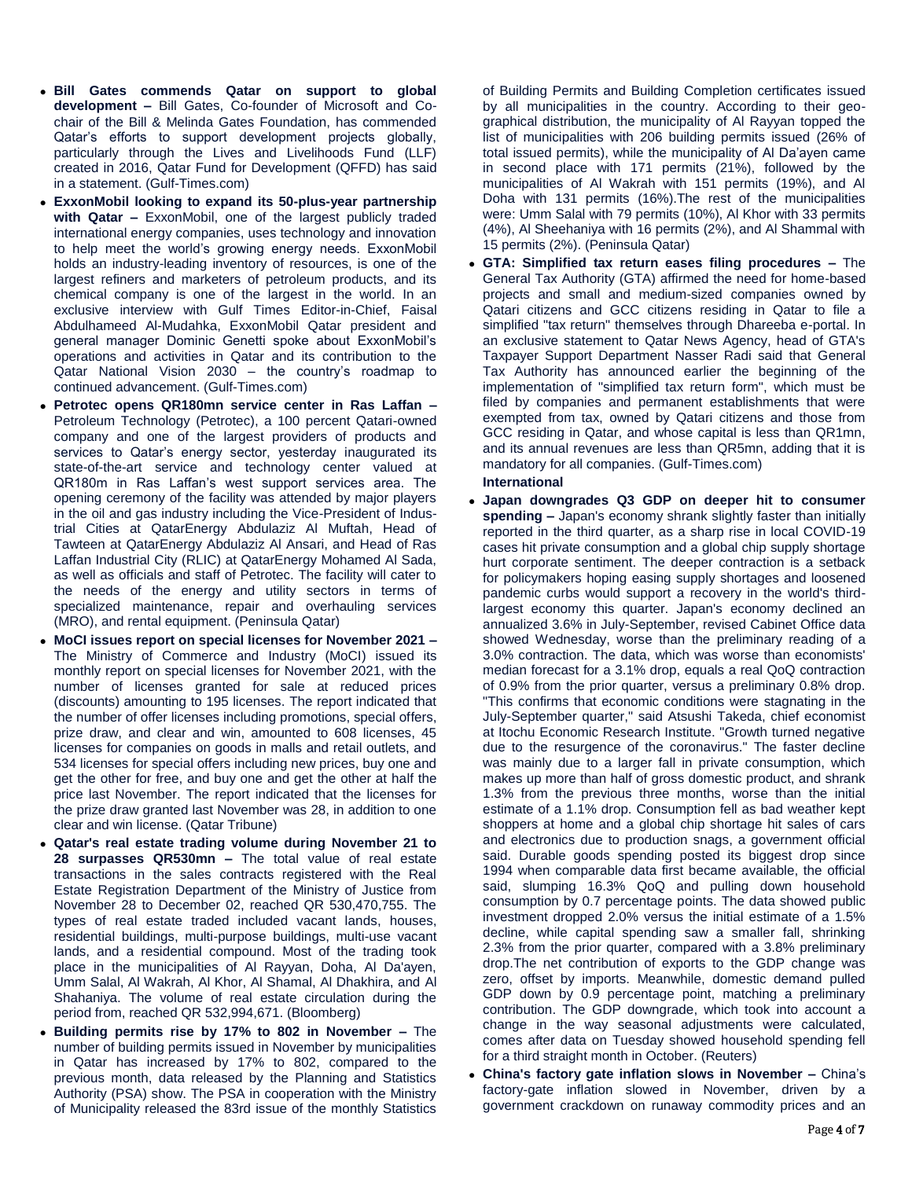- **Bill Gates commends Qatar on support to global development –** Bill Gates, Co-founder of Microsoft and Co-chair of the Bill & Melinda Gates Foundation, has commended Qatar's efforts to support development projects globally, particularly through the Lives and Livelihoods Fund (LLF) created in 2016, Qatar Fund for Development (QFFD) has said in a statement. (Gulf-Times.com)
- **ExxonMobil looking to expand its 50-plus-year partnership with Qatar –** ExxonMobil, one of the largest publicly traded international energy companies, uses technology and innovation to help meet the world's growing energy needs. ExxonMobil holds an industry-leading inventory of resources, is one of the largest refiners and marketers of petroleum products, and its chemical company is one of the largest in the world. In an exclusive interview with Gulf Times Editor-in-Chief, Faisal Abdulhameed Al-Mudahka, ExxonMobil Qatar president and general manager Dominic Genetti spoke about ExxonMobil's operations and activities in Qatar and its contribution to the Qatar National Vision 2030 – the country's roadmap to continued advancement. (Gulf-Times.com)
- **Petrotec opens QR180mn service center in Ras Laffan –** Petroleum Technology (Petrotec), a 100 percent Qatari-owned company and one of the largest providers of products and services to Qatar's energy sector, yesterday inaugurated its state-of-the-art service and technology center valued at QR180m in Ras Laffan's west support services area. The opening ceremony of the facility was attended by major players in the oil and gas industry including the Vice-President of Industrial Cities at QatarEnergy Abdulaziz Al Muftah, Head of Tawteen at QatarEnergy Abdulaziz Al Ansari, and Head of Ras Laffan Industrial City (RLIC) at QatarEnergy Mohamed Al Sada, as well as officials and staff of Petrotec. The facility will cater to the needs of the energy and utility sectors in terms of specialized maintenance, repair and overhauling services (MRO), and rental equipment. (Peninsula Qatar)
- **MoCI issues report on special licenses for November 2021 –** The Ministry of Commerce and Industry (MoCI) issued its monthly report on special licenses for November 2021, with the number of licenses granted for sale at reduced prices (discounts) amounting to 195 licenses. The report indicated that the number of offer licenses including promotions, special offers, prize draw, and clear and win, amounted to 608 licenses, 45 licenses for companies on goods in malls and retail outlets, and 534 licenses for special offers including new prices, buy one and get the other for free, and buy one and get the other at half the price last November. The report indicated that the licenses for the prize draw granted last November was 28, in addition to one clear and win license. (Qatar Tribune)
- **Qatar's real estate trading volume during November 21 to 28 surpasses QR530mn –** The total value of real estate transactions in the sales contracts registered with the Real Estate Registration Department of the Ministry of Justice from November 28 to December 02, reached QR 530,470,755. The types of real estate traded included vacant lands, houses, residential buildings, multi-purpose buildings, multi-use vacant lands, and a residential compound. Most of the trading took place in the municipalities of Al Rayyan, Doha, Al Da'ayen, Umm Salal, Al Wakrah, Al Khor, Al Shamal, Al Dhakhira, and Al Shahaniya. The volume of real estate circulation during the period from, reached QR 532,994,671. (Bloomberg)
- **Building permits rise by 17% to 802 in November –** The number of building permits issued in November by municipalities in Qatar has increased by 17% to 802, compared to the previous month, data released by the Planning and Statistics Authority (PSA) show. The PSA in cooperation with the Ministry of Municipality released the 83rd issue of the monthly Statistics of Building Permits and Building Completion certificates issued by all municipalities in the country. According to their geographical distribution, the municipality of Al Rayyan topped the list of municipalities with 206 building permits issued (26% of total issued permits), while the municipality of Al Da'ayen came in second place with 171 permits (21%), followed by the municipalities of Al Wakrah with 151 permits (19%), and Al Doha with 131 permits (16%).The rest of the municipalities were: Umm Salal with 79 permits (10%), Al Khor with 33 permits (4%), Al Sheehaniya with 16 permits (2%), and Al Shammal with 15 permits (2%). (Peninsula Qatar)
- **GTA: Simplified tax return eases filing procedures –** The General Tax Authority (GTA) affirmed the need for home-based projects and small and medium-sized companies owned by Qatari citizens and GCC citizens residing in Qatar to file a simplified "tax return" themselves through Dhareeba e-portal. In an exclusive statement to Qatar News Agency, head of GTA's Taxpayer Support Department Nasser Radi said that General Tax Authority has announced earlier the beginning of the implementation of "simplified tax return form", which must be filed by companies and permanent establishments that were exempted from tax, owned by Qatari citizens and those from GCC residing in Qatar, and whose capital is less than QR1mn, and its annual revenues are less than QR5mn, adding that it is mandatory for all companies. (Gulf-Times.com)

**International**

- **Japan downgrades Q3 GDP on deeper hit to consumer spending –** Japan's economy shrank slightly faster than initially reported in the third quarter, as a sharp rise in local COVID-19 cases hit private consumption and a global chip supply shortage hurt corporate sentiment. The deeper contraction is a setback for policymakers hoping easing supply shortages and loosened pandemic curbs would support a recovery in the world's third-largest economy this quarter. Japan's economy declined an annualized 3.6% in July-September, revised Cabinet Office data showed Wednesday, worse than the preliminary reading of a 3.0% contraction. The data, which was worse than economists' median forecast for a 3.1% drop, equals a real QoQ contraction of 0.9% from the prior quarter, versus a preliminary 0.8% drop. "This confirms that economic conditions were stagnating in the July-September quarter," said Atsushi Takeda, chief economist at Itochu Economic Research Institute. "Growth turned negative due to the resurgence of the coronavirus." The faster decline was mainly due to a larger fall in private consumption, which makes up more than half of gross domestic product, and shrank 1.3% from the previous three months, worse than the initial estimate of a 1.1% drop. Consumption fell as bad weather kept shoppers at home and a global chip shortage hit sales of cars and electronics due to production snags, a government official said. Durable goods spending posted its biggest drop since 1994 when comparable data first became available, the official said, slumping 16.3% QoQ and pulling down household consumption by 0.7 percentage points. The data showed public investment dropped 2.0% versus the initial estimate of a 1.5% decline, while capital spending saw a smaller fall, shrinking 2.3% from the prior quarter, compared with a 3.8% preliminary drop.The net contribution of exports to the GDP change was zero, offset by imports. Meanwhile, domestic demand pulled GDP down by 0.9 percentage point, matching a preliminary contribution. The GDP downgrade, which took into account a change in the way seasonal adjustments were calculated, comes after data on Tuesday showed household spending fell for a third straight month in October. (Reuters)
- **China's factory gate inflation slows in November –** China's factory-gate inflation slowed in November, driven by a government crackdown on runaway commodity prices and an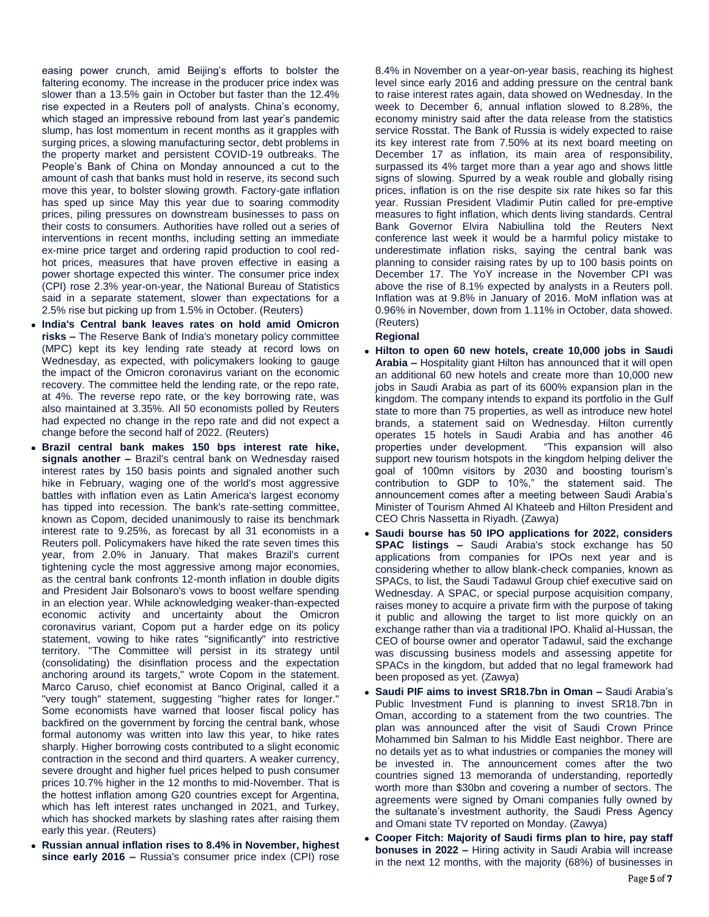easing power crunch, amid Beijing's efforts to bolster the faltering economy. The increase in the producer price index was slower than a 13.5% gain in October but faster than the 12.4% rise expected in a Reuters poll of analysts. China's economy, which staged an impressive rebound from last year's pandemic slump, has lost momentum in recent months as it grapples with surging prices, a slowing manufacturing sector, debt problems in the property market and persistent COVID-19 outbreaks. The People's Bank of China on Monday announced a cut to the amount of cash that banks must hold in reserve, its second such move this year, to bolster slowing growth. Factory-gate inflation has sped up since May this year due to soaring commodity prices, piling pressures on downstream businesses to pass on their costs to consumers. Authorities have rolled out a series of interventions in recent months, including setting an immediate ex-mine price target and ordering rapid production to cool red-hot prices, measures that have proven effective in easing a power shortage expected this winter. The consumer price index (CPI) rose 2.3% year-on-year, the National Bureau of Statistics said in a separate statement, slower than expectations for a 2.5% rise but picking up from 1.5% in October. (Reuters)

- **India's Central bank leaves rates on hold amid Omicron risks –** The Reserve Bank of India's monetary policy committee (MPC) kept its key lending rate steady at record lows on Wednesday, as expected, with policymakers looking to gauge the impact of the Omicron coronavirus variant on the economic recovery. The committee held the lending rate, or the repo rate, at 4%. The reverse repo rate, or the key borrowing rate, was also maintained at 3.35%. All 50 economists polled by Reuters had expected no change in the repo rate and did not expect a change before the second half of 2022. (Reuters)
- **Brazil central bank makes 150 bps interest rate hike, signals another –** Brazil's central bank on Wednesday raised interest rates by 150 basis points and signaled another such hike in February, waging one of the world's most aggressive battles with inflation even as Latin America's largest economy has tipped into recession. The bank's rate-setting committee, known as Copom, decided unanimously to raise its benchmark interest rate to 9.25%, as forecast by all 31 economists in a Reuters poll. Policymakers have hiked the rate seven times this year, from 2.0% in January. That makes Brazil's current tightening cycle the most aggressive among major economies, as the central bank confronts 12-month inflation in double digits and President Jair Bolsonaro's vows to boost welfare spending in an election year. While acknowledging weaker-than-expected economic activity and uncertainty about the Omicron coronavirus variant, Copom put a harder edge on its policy statement, vowing to hike rates "significantly" into restrictive territory. "The Committee will persist in its strategy until (consolidating) the disinflation process and the expectation anchoring around its targets," wrote Copom in the statement. Marco Caruso, chief economist at Banco Original, called it a "very tough" statement, suggesting "higher rates for longer." Some economists have warned that looser fiscal policy has backfired on the government by forcing the central bank, whose formal autonomy was written into law this year, to hike rates sharply. Higher borrowing costs contributed to a slight economic contraction in the second and third quarters. A weaker currency, severe drought and higher fuel prices helped to push consumer prices 10.7% higher in the 12 months to mid-November. That is the hottest inflation among G20 countries except for Argentina, which has left interest rates unchanged in 2021, and Turkey, which has shocked markets by slashing rates after raising them early this year. (Reuters)
- **Russian annual inflation rises to 8.4% in November, highest since early 2016 –** Russia's consumer price index (CPI) rose 8.4% in November on a year-on-year basis, reaching its highest level since early 2016 and adding pressure on the central bank to raise interest rates again, data showed on Wednesday. In the week to December 6, annual inflation slowed to 8.28%, the economy ministry said after the data release from the statistics service Rosstat. The Bank of Russia is widely expected to raise its key interest rate from 7.50% at its next board meeting on December 17 as inflation, its main area of responsibility, surpassed its 4% target more than a year ago and shows little signs of slowing. Spurred by a weak rouble and globally rising prices, inflation is on the rise despite six rate hikes so far this year. Russian President Vladimir Putin called for pre-emptive measures to fight inflation, which dents living standards. Central Bank Governor Elvira Nabiullina told the Reuters Next conference last week it would be a harmful policy mistake to underestimate inflation risks, saying the central bank was planning to consider raising rates by up to 100 basis points on December 17. The YoY increase in the November CPI was above the rise of 8.1% expected by analysts in a Reuters poll. Inflation was at 9.8% in January of 2016. MoM inflation was at 0.96% in November, down from 1.11% in October, data showed. (Reuters)

**Regional**

- **Hilton to open 60 new hotels, create 10,000 jobs in Saudi Arabia –** Hospitality giant Hilton has announced that it will open an additional 60 new hotels and create more than 10,000 new jobs in Saudi Arabia as part of its 600% expansion plan in the kingdom. The company intends to expand its portfolio in the Gulf state to more than 75 properties, as well as introduce new hotel brands, a statement said on Wednesday. Hilton currently operates 15 hotels in Saudi Arabia and has another 46 properties under development. "This expansion will also support new tourism hotspots in the kingdom helping deliver the goal of 100mn visitors by 2030 and boosting tourism's contribution to GDP to 10%," the statement said. The announcement comes after a meeting between Saudi Arabia's Minister of Tourism Ahmed Al Khateeb and Hilton President and CEO Chris Nassetta in Riyadh. (Zawya)
- **Saudi bourse has 50 IPO applications for 2022, considers SPAC listings –** Saudi Arabia's stock exchange has 50 applications from companies for IPOs next year and is considering whether to allow blank-check companies, known as SPACs, to list, the Saudi Tadawul Group chief executive said on Wednesday. A SPAC, or special purpose acquisition company, raises money to acquire a private firm with the purpose of taking it public and allowing the target to list more quickly on an exchange rather than via a traditional IPO. Khalid al-Hussan, the CEO of bourse owner and operator Tadawul, said the exchange was discussing business models and assessing appetite for SPACs in the kingdom, but added that no legal framework had been proposed as yet. (Zawya)
- **Saudi PIF aims to invest SR18.7bn in Oman –** Saudi Arabia's Public Investment Fund is planning to invest SR18.7bn in Oman, according to a statement from the two countries. The plan was announced after the visit of Saudi Crown Prince Mohammed bin Salman to his Middle East neighbor. There are no details yet as to what industries or companies the money will be invested in. The announcement comes after the two countries signed 13 memoranda of understanding, reportedly worth more than $30bn and covering a number of sectors. The agreements were signed by Omani companies fully owned by the sultanate's investment authority, the Saudi Press Agency and Omani state TV reported on Monday. (Zawya)
- **Cooper Fitch: Majority of Saudi firms plan to hire, pay staff bonuses in 2022 –** Hiring activity in Saudi Arabia will increase in the next 12 months, with the majority (68%) of businesses in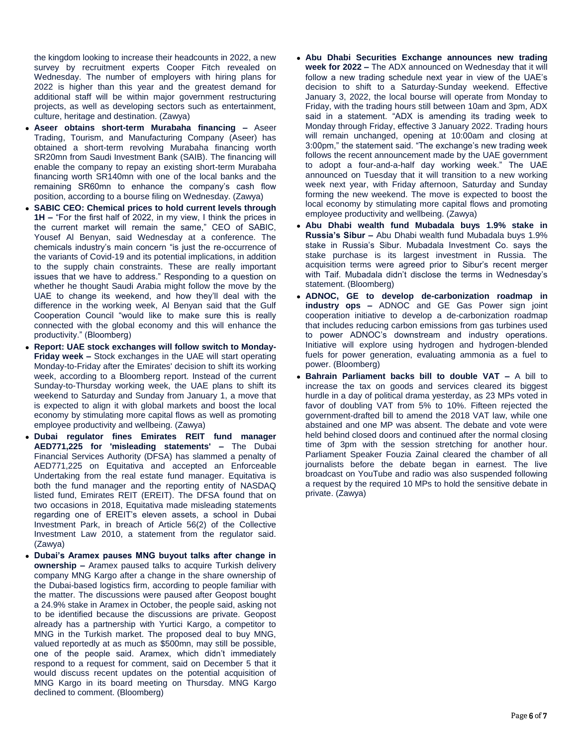the kingdom looking to increase their headcounts in 2022, a new survey by recruitment experts Cooper Fitch revealed on Wednesday. The number of employers with hiring plans for 2022 is higher than this year and the greatest demand for additional staff will be within major government restructuring projects, as well as developing sectors such as entertainment, culture, heritage and destination. (Zawya)

- **Aseer obtains short-term Murabaha financing –** Aseer Trading, Tourism, and Manufacturing Company (Aseer) has obtained a short-term revolving Murabaha financing worth SR20mn from Saudi Investment Bank (SAIB). The financing will enable the company to repay an existing short-term Murabaha financing worth SR140mn with one of the local banks and the remaining SR60mn to enhance the company's cash flow position, according to a bourse filing on Wednesday. (Zawya)
- **SABIC CEO: Chemical prices to hold current levels through 1H –** "For the first half of 2022, in my view, I think the prices in the current market will remain the same," CEO of SABIC, Yousef Al Benyan, said Wednesday at a conference. The chemicals industry's main concern "is just the re-occurrence of the variants of Covid-19 and its potential implications, in addition to the supply chain constraints. These are really important issues that we have to address." Responding to a question on whether he thought Saudi Arabia might follow the move by the UAE to change its weekend, and how they'll deal with the difference in the working week, Al Benyan said that the Gulf Cooperation Council "would like to make sure this is really connected with the global economy and this will enhance the productivity." (Bloomberg)
- **Report: UAE stock exchanges will follow switch to Monday-Friday week –** Stock exchanges in the UAE will start operating Monday-to-Friday after the Emirates' decision to shift its working week, according to a Bloomberg report. Instead of the current Sunday-to-Thursday working week, the UAE plans to shift its weekend to Saturday and Sunday from January 1, a move that is expected to align it with global markets and boost the local economy by stimulating more capital flows as well as promoting employee productivity and wellbeing. (Zawya)
- **Dubai regulator fines Emirates REIT fund manager AED771,225 for 'misleading statements' –** The Dubai Financial Services Authority (DFSA) has slammed a penalty of AED771,225 on Equitativa and accepted an Enforceable Undertaking from the real estate fund manager. Equitativa is both the fund manager and the reporting entity of NASDAQ listed fund, Emirates REIT (EREIT). The DFSA found that on two occasions in 2018, Equitativa made misleading statements regarding one of EREIT's eleven assets, a school in Dubai Investment Park, in breach of Article 56(2) of the Collective Investment Law 2010, a statement from the regulator said. (Zawya)
- **Dubai's Aramex pauses MNG buyout talks after change in ownership –** Aramex paused talks to acquire Turkish delivery company MNG Kargo after a change in the share ownership of the Dubai-based logistics firm, according to people familiar with the matter. The discussions were paused after Geopost bought a 24.9% stake in Aramex in October, the people said, asking not to be identified because the discussions are private. Geopost already has a partnership with Yurtici Kargo, a competitor to MNG in the Turkish market. The proposed deal to buy MNG, valued reportedly at as much as $500mn, may still be possible, one of the people said. Aramex, which didn't immediately respond to a request for comment, said on December 5 that it would discuss recent updates on the potential acquisition of MNG Kargo in its board meeting on Thursday. MNG Kargo declined to comment. (Bloomberg)
- **Abu Dhabi Securities Exchange announces new trading week for 2022 –** The ADX announced on Wednesday that it will follow a new trading schedule next year in view of the UAE's decision to shift to a Saturday-Sunday weekend. Effective January 3, 2022, the local bourse will operate from Monday to Friday, with the trading hours still between 10am and 3pm, ADX said in a statement. "ADX is amending its trading week to Monday through Friday, effective 3 January 2022. Trading hours will remain unchanged, opening at 10:00am and closing at 3:00pm," the statement said. "The exchange's new trading week follows the recent announcement made by the UAE government to adopt a four-and-a-half day working week." The UAE announced on Tuesday that it will transition to a new working week next year, with Friday afternoon, Saturday and Sunday forming the new weekend. The move is expected to boost the local economy by stimulating more capital flows and promoting employee productivity and wellbeing. (Zawya)
- **Abu Dhabi wealth fund Mubadala buys 1.9% stake in Russia's Sibur –** Abu Dhabi wealth fund Mubadala buys 1.9% stake in Russia's Sibur. Mubadala Investment Co. says the stake purchase is its largest investment in Russia. The acquisition terms were agreed prior to Sibur's recent merger with Taif. Mubadala didn't disclose the terms in Wednesday's statement. (Bloomberg)
- **ADNOC, GE to develop de-carbonization roadmap in industry ops –** ADNOC and GE Gas Power sign joint cooperation initiative to develop a de-carbonization roadmap that includes reducing carbon emissions from gas turbines used to power ADNOC's downstream and industry operations. Initiative will explore using hydrogen and hydrogen-blended fuels for power generation, evaluating ammonia as a fuel to power. (Bloomberg)
- **Bahrain Parliament backs bill to double VAT –** A bill to increase the tax on goods and services cleared its biggest hurdle in a day of political drama yesterday, as 23 MPs voted in favor of doubling VAT from 5% to 10%. Fifteen rejected the government-drafted bill to amend the 2018 VAT law, while one abstained and one MP was absent. The debate and vote were held behind closed doors and continued after the normal closing time of 3pm with the session stretching for another hour. Parliament Speaker Fouzia Zainal cleared the chamber of all journalists before the debate began in earnest. The live broadcast on YouTube and radio was also suspended following a request by the required 10 MPs to hold the sensitive debate in private. (Zawya)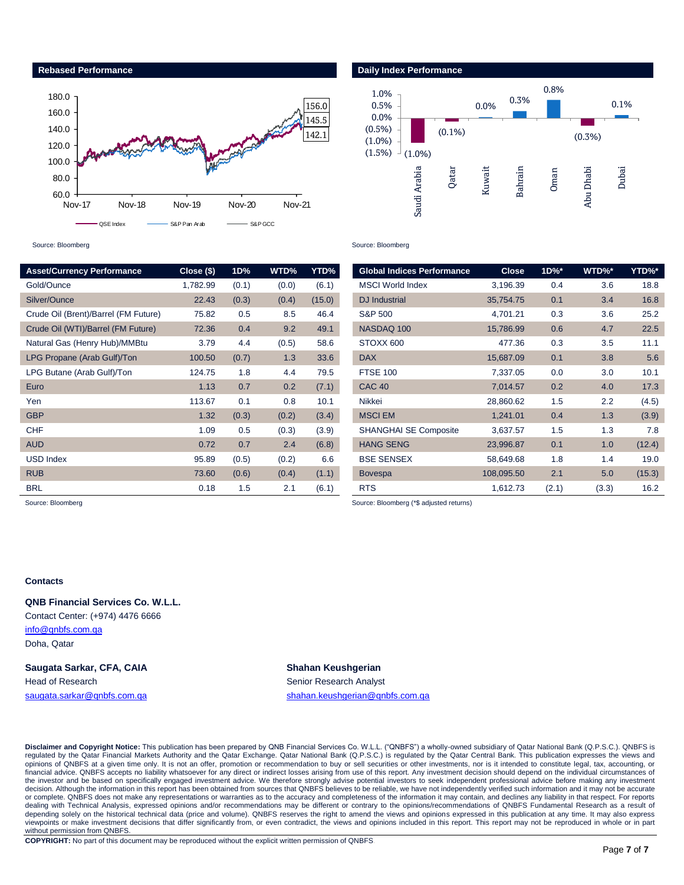**Rebased Performance**

180.0
160.0
140.0
120.0
100.0
80.0
60.0

Nov-17 Nov-18 Nov-19 Nov-20 Nov-21

156.0
145.5
142.1

QSE Index S&P Pan Arab S&P GCC

Source: Bloomberg

**Daily Index Performance**

1.0%
0.5%
0.0%
(0.5%)
(1.0%)
(1.5%)

(1.0%) (0.1%) 0.0% 0.3% 0.8% (0.3%) 0.1%

Saudi Arabia Qatar Kuwait Bahrain Oman Abu Dhabi Dubai

Source: Bloomberg

| Asset/Currency Performance | Close ($) | 1D% | WTD% | YTD% |
|---|---|---|---|---|
| Gold/Ounce | 1,782.99 | (0.1) | (0.0) | (6.1) |
| Silver/Ounce | 22.43 | (0.3) | (0.4) | (15.0) |
| Crude Oil (Brent)/Barrel (FM Future) | 75.82 | 0.5 | 8.5 | 46.4 |
| Crude Oil (WTI)/Barrel (FM Future) | 72.36 | 0.4 | 9.2 | 49.1 |
| Natural Gas (Henry Hub)/MMBtu | 3.79 | 4.4 | (0.5) | 58.6 |
| LPG Propane (Arab Gulf)/Ton | 100.50 | (0.7) | 1.3 | 33.6 |
| LPG Butane (Arab Gulf)/Ton | 124.75 | 1.8 | 4.4 | 79.5 |
| Euro | 1.13 | 0.7 | 0.2 | (7.1) |
| Yen | 113.67 | 0.1 | 0.8 | 10.1 |
| GBP | 1.32 | (0.3) | (0.2) | (3.4) |
| CHF | 1.09 | 0.5 | (0.3) | (3.9) |
| AUD | 0.72 | 0.7 | 2.4 | (6.8) |
| USD Index | 95.89 | (0.5) | (0.2) | 6.6 |
| RUB | 73.60 | (0.6) | (0.4) | (1.1) |
| BRL | 0.18 | 1.5 | 2.1 | (6.1) |

Source: Bloomberg

| Global Indices Performance | Close | 1D%* | WTD%* | YTD%* |
|---|---|---|---|---|
| MSCI World Index | 3,196.39 | 0.4 | 3.6 | 18.8 |
| DJ Industrial | 35,754.75 | 0.1 | 3.4 | 16.8 |
| S&P 500 | 4,701.21 | 0.3 | 3.6 | 25.2 |
| NASDAQ 100 | 15,786.99 | 0.6 | 4.7 | 22.5 |
| STOXX 600 | 477.36 | 0.3 | 3.5 | 11.1 |
| DAX | 15,687.09 | 0.1 | 3.8 | 5.6 |
| FTSE 100 | 7,337.05 | 0.0 | 3.0 | 10.1 |
| CAC 40 | 7,014.57 | 0.2 | 4.0 | 17.3 |
| Nikkei | 28,860.62 | 1.5 | 2.2 | (4.5) |
| MSCI EM | 1,241.01 | 0.4 | 1.3 | (3.9) |
| SHANGHAI SE Composite | 3,637.57 | 1.5 | 1.3 | 7.8 |
| HANG SENG | 23,996.87 | 0.1 | 1.0 | (12.4) |
| BSE SENSEX | 58,649.68 | 1.8 | 1.4 | 19.0 |
| Bovespa | 108,095.50 | 2.1 | 5.0 | (15.3) |
| RTS | 1,612.73 | (2.1) | (3.3) | 16.2 |

Source: Bloomberg (*$ adjusted returns)

**Contacts**

**QNB Financial Services Co. W.L.L.**
Contact Center: (+974) 4476 6666
info@qnbfs.com.qa
Doha, Qatar

**Saugata Sarkar, CFA, CAIA**
Head of Research
saugata.sarkar@qnbfs.com.qa

**Shahan Keushgerian**
Senior Research Analyst
shahan.keushgerian@qnbfs.com.qa

**Disclaimer and Copyright Notice:** This publication has been prepared by QNB Financial Services Co. W.L.L. ("QNBFS") a wholly-owned subsidiary of Qatar National Bank (Q.P.S.C.). QNBFS is regulated by the Qatar Financial Markets Authority and the Qatar Exchange. Qatar National Bank (Q.P.S.C.) is regulated by the Qatar Central Bank. This publication expresses the views and opinions of QNBFS at a given time only. It is not an offer, promotion or recommendation to buy or sell securities or other investments, nor is it intended to constitute legal, tax, accounting, or financial advice. QNBFS accepts no liability whatsoever for any direct or indirect losses arising from use of this report. Any investment decision should depend on the individual circumstances of the investor and be based on specifically engaged investment advice. We therefore strongly advise potential investors to seek independent professional advice before making any investment decision. Although the information in this report has been obtained from sources that QNBFS believes to be reliable, we have not independently verified such information and it may not be accurate or complete. QNBFS does not make any representations or warranties as to the accuracy and completeness of the information it may contain, and declines any liability in that respect. For reports dealing with Technical Analysis, expressed opinions and/or recommendations may be different or contrary to the opinions/recommendations of QNBFS Fundamental Research as a result of depending solely on the historical technical data (price and volume). QNBFS reserves the right to amend the views and opinions expressed in this publication at any time. It may also express viewpoints or make investment decisions that differ significantly from, or even contradict, the views and opinions included in this report. This report may not be reproduced in whole or in part without permission from QNBFS.

**COPYRIGHT:** No part of this document may be reproduced without the explicit written permission of QNBFS.